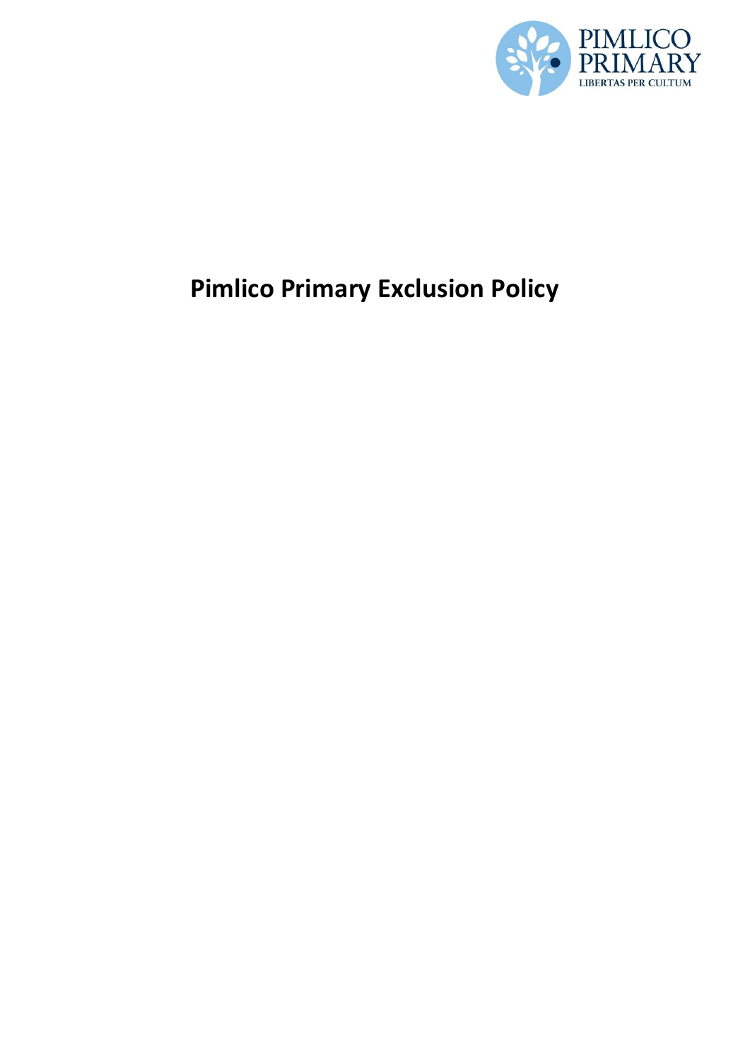# Pimlico Primary Exclusion Policy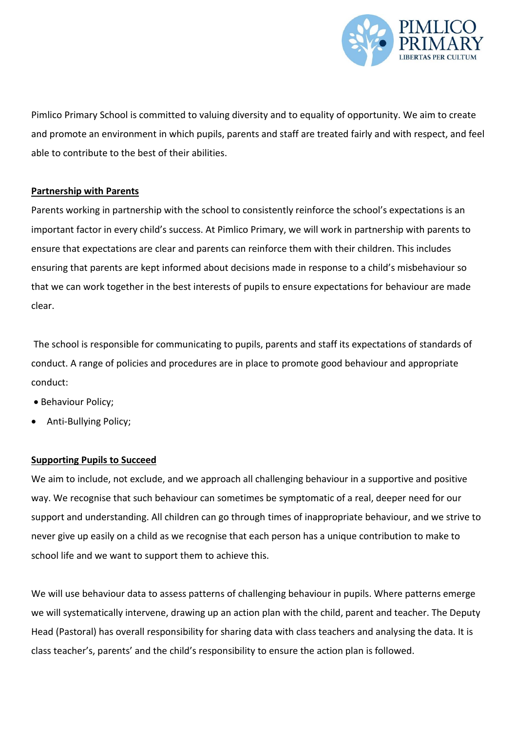Pimlico Primary School is committed to valuing diversity and to equality of opportunity. We aim to create and promote an environment in which pupils, parents and staff are treated fairly and with respect, and feel able to contribute to the best of their abilities.

**Partnership with Parents**

Parents working in partnership with the school to consistently reinforce the school's expectations is an important factor in every child's success. At Pimlico Primary, we will work in partnership with parents to ensure that expectations are clear and parents can reinforce them with their children. This includes ensuring that parents are kept informed about decisions made in response to a child's misbehaviour so that we can work together in the best interests of pupils to ensure expectations for behaviour are made clear.

The school is responsible for communicating to pupils, parents and staff its expectations of standards of conduct. A range of policies and procedures are in place to promote good behaviour and appropriate conduct:

- Behaviour Policy;
- Anti-Bullying Policy;

**Supporting Pupils to Succeed**

We aim to include, not exclude, and we approach all challenging behaviour in a supportive and positive way. We recognise that such behaviour can sometimes be symptomatic of a real, deeper need for our support and understanding. All children can go through times of inappropriate behaviour, and we strive to never give up easily on a child as we recognise that each person has a unique contribution to make to school life and we want to support them to achieve this.

We will use behaviour data to assess patterns of challenging behaviour in pupils. Where patterns emerge we will systematically intervene, drawing up an action plan with the child, parent and teacher. The Deputy Head (Pastoral) has overall responsibility for sharing data with class teachers and analysing the data. It is class teacher's, parents' and the child's responsibility to ensure the action plan is followed.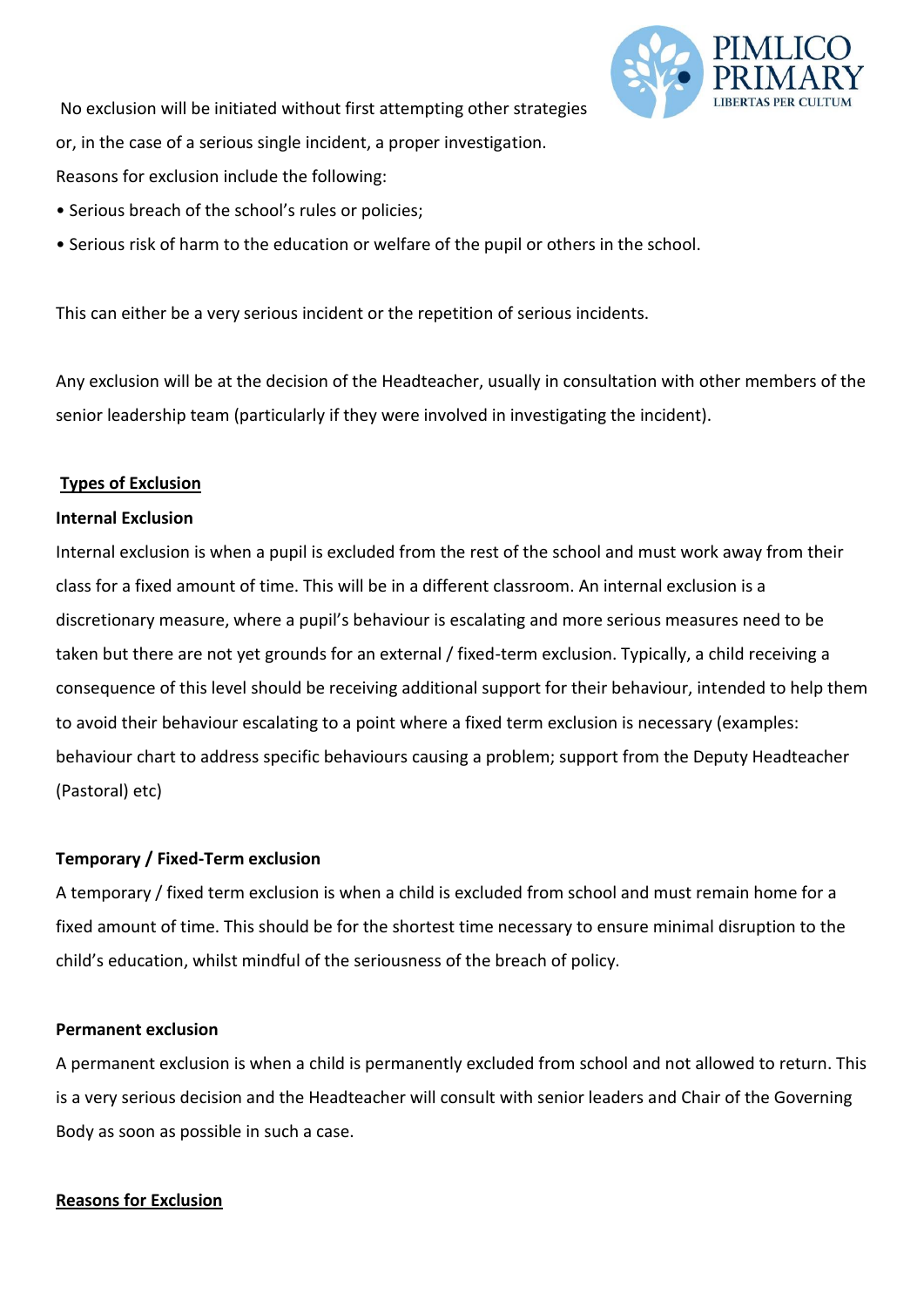No exclusion will be initiated without first attempting other strategies or, in the case of a serious single incident, a proper investigation.

Reasons for exclusion include the following:

- Serious breach of the school's rules or policies;
- Serious risk of harm to the education or welfare of the pupil or others in the school.

This can either be a very serious incident or the repetition of serious incidents.

Any exclusion will be at the decision of the Headteacher, usually in consultation with other members of the senior leadership team (particularly if they were involved in investigating the incident).

## Types of Exclusion

### Internal Exclusion

Internal exclusion is when a pupil is excluded from the rest of the school and must work away from their class for a fixed amount of time. This will be in a different classroom. An internal exclusion is a discretionary measure, where a pupil's behaviour is escalating and more serious measures need to be taken but there are not yet grounds for an external / fixed-term exclusion. Typically, a child receiving a consequence of this level should be receiving additional support for their behaviour, intended to help them to avoid their behaviour escalating to a point where a fixed term exclusion is necessary (examples: behaviour chart to address specific behaviours causing a problem; support from the Deputy Headteacher (Pastoral) etc)

### Temporary / Fixed-Term exclusion

A temporary / fixed term exclusion is when a child is excluded from school and must remain home for a fixed amount of time. This should be for the shortest time necessary to ensure minimal disruption to the child's education, whilst mindful of the seriousness of the breach of policy.

### Permanent exclusion

A permanent exclusion is when a child is permanently excluded from school and not allowed to return. This is a very serious decision and the Headteacher will consult with senior leaders and Chair of the Governing Body as soon as possible in such a case.

## Reasons for Exclusion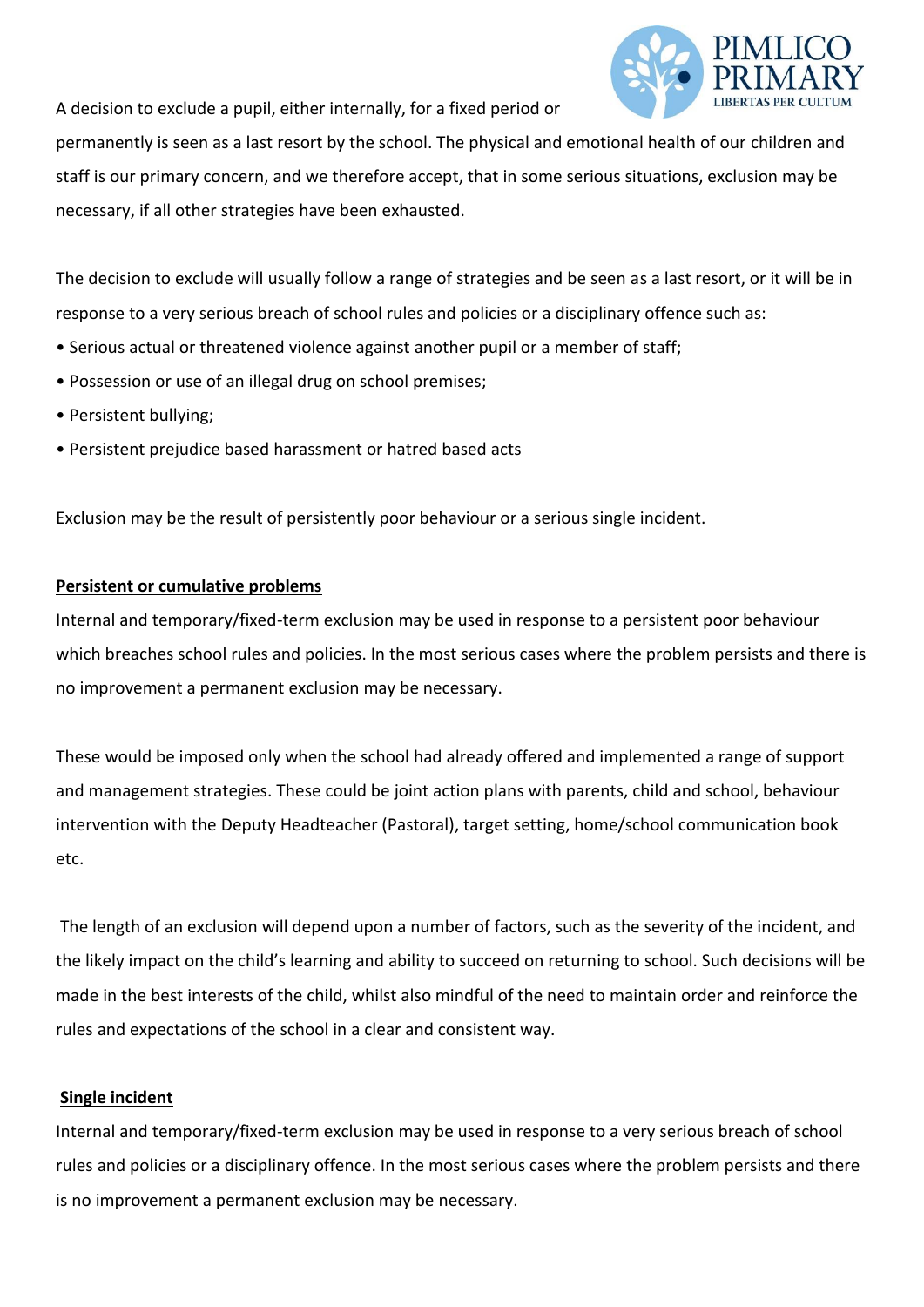A decision to exclude a pupil, either internally, for a fixed period or permanently is seen as a last resort by the school. The physical and emotional health of our children and staff is our primary concern, and we therefore accept, that in some serious situations, exclusion may be necessary, if all other strategies have been exhausted.

The decision to exclude will usually follow a range of strategies and be seen as a last resort, or it will be in response to a very serious breach of school rules and policies or a disciplinary offence such as:

- Serious actual or threatened violence against another pupil or a member of staff;
- Possession or use of an illegal drug on school premises;
- Persistent bullying;
- Persistent prejudice based harassment or hatred based acts

Exclusion may be the result of persistently poor behaviour or a serious single incident.

**Persistent or cumulative problems**

Internal and temporary/fixed-term exclusion may be used in response to a persistent poor behaviour which breaches school rules and policies. In the most serious cases where the problem persists and there is no improvement a permanent exclusion may be necessary.

These would be imposed only when the school had already offered and implemented a range of support and management strategies. These could be joint action plans with parents, child and school, behaviour intervention with the Deputy Headteacher (Pastoral), target setting, home/school communication book etc.

The length of an exclusion will depend upon a number of factors, such as the severity of the incident, and the likely impact on the child's learning and ability to succeed on returning to school. Such decisions will be made in the best interests of the child, whilst also mindful of the need to maintain order and reinforce the rules and expectations of the school in a clear and consistent way.

**Single incident**

Internal and temporary/fixed-term exclusion may be used in response to a very serious breach of school rules and policies or a disciplinary offence. In the most serious cases where the problem persists and there is no improvement a permanent exclusion may be necessary.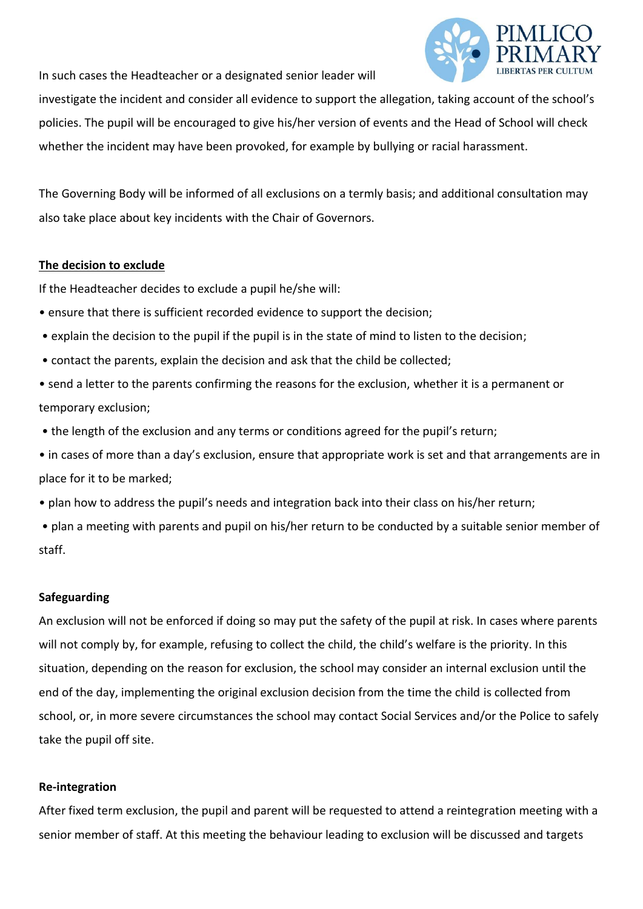In such cases the Headteacher or a designated senior leader will investigate the incident and consider all evidence to support the allegation, taking account of the school's policies. The pupil will be encouraged to give his/her version of events and the Head of School will check whether the incident may have been provoked, for example by bullying or racial harassment.

The Governing Body will be informed of all exclusions on a termly basis; and additional consultation may also take place about key incidents with the Chair of Governors.

**The decision to exclude**

If the Headteacher decides to exclude a pupil he/she will:

- ensure that there is sufficient recorded evidence to support the decision;
- explain the decision to the pupil if the pupil is in the state of mind to listen to the decision;
- contact the parents, explain the decision and ask that the child be collected;
- send a letter to the parents confirming the reasons for the exclusion, whether it is a permanent or temporary exclusion;
- the length of the exclusion and any terms or conditions agreed for the pupil's return;
- in cases of more than a day's exclusion, ensure that appropriate work is set and that arrangements are in place for it to be marked;
- plan how to address the pupil's needs and integration back into their class on his/her return;
- plan a meeting with parents and pupil on his/her return to be conducted by a suitable senior member of staff.

**Safeguarding**

An exclusion will not be enforced if doing so may put the safety of the pupil at risk. In cases where parents will not comply by, for example, refusing to collect the child, the child's welfare is the priority. In this situation, depending on the reason for exclusion, the school may consider an internal exclusion until the end of the day, implementing the original exclusion decision from the time the child is collected from school, or, in more severe circumstances the school may contact Social Services and/or the Police to safely take the pupil off site.

**Re-integration**

After fixed term exclusion, the pupil and parent will be requested to attend a reintegration meeting with a senior member of staff. At this meeting the behaviour leading to exclusion will be discussed and targets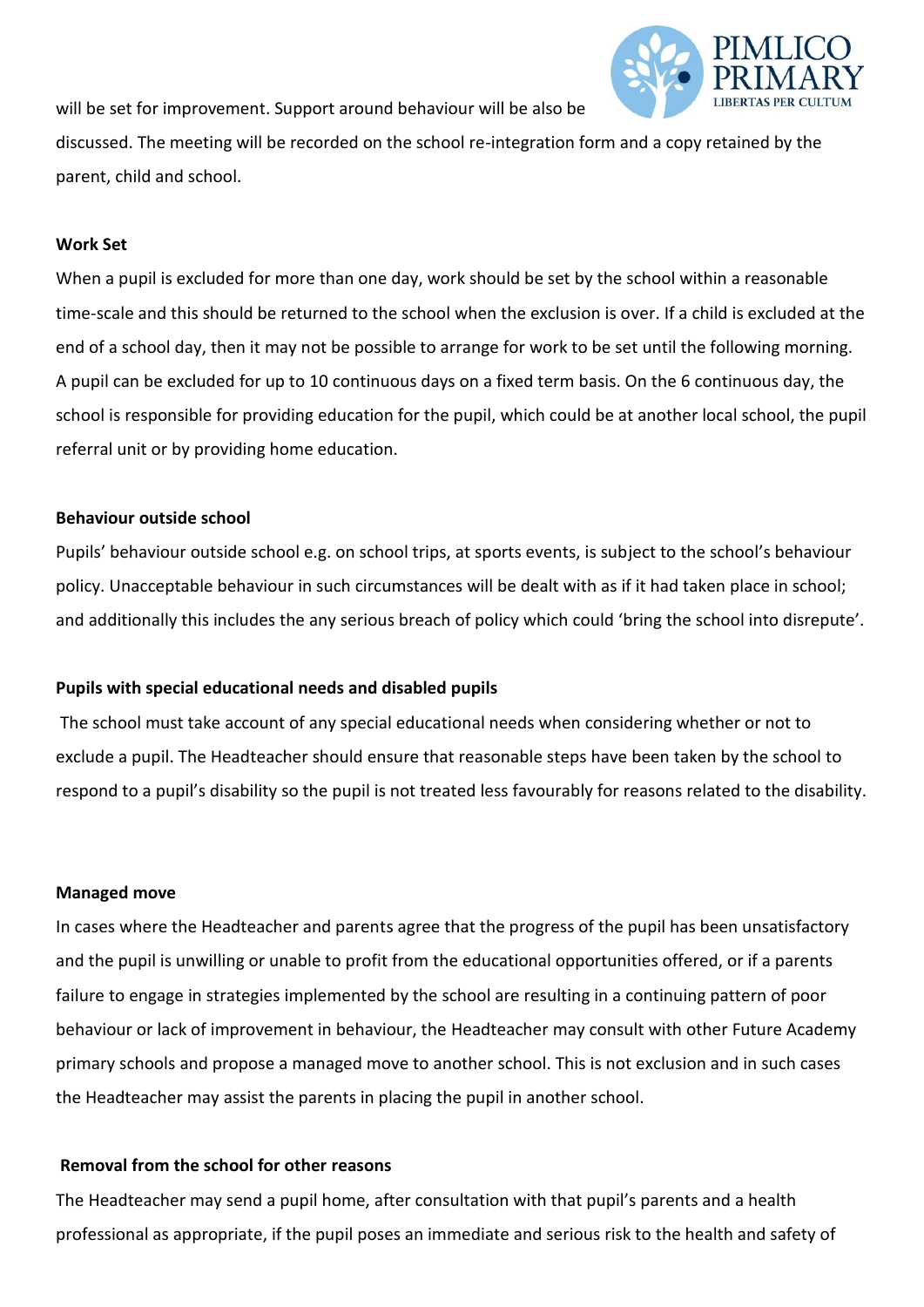will be set for improvement. Support around behaviour will be also be discussed. The meeting will be recorded on the school re-integration form and a copy retained by the parent, child and school.

**Work Set**

When a pupil is excluded for more than one day, work should be set by the school within a reasonable time-scale and this should be returned to the school when the exclusion is over. If a child is excluded at the end of a school day, then it may not be possible to arrange for work to be set until the following morning. A pupil can be excluded for up to 10 continuous days on a fixed term basis. On the 6 continuous day, the school is responsible for providing education for the pupil, which could be at another local school, the pupil referral unit or by providing home education.

**Behaviour outside school**

Pupils' behaviour outside school e.g. on school trips, at sports events, is subject to the school's behaviour policy. Unacceptable behaviour in such circumstances will be dealt with as if it had taken place in school; and additionally this includes the any serious breach of policy which could 'bring the school into disrepute'.

**Pupils with special educational needs and disabled pupils**

The school must take account of any special educational needs when considering whether or not to exclude a pupil. The Headteacher should ensure that reasonable steps have been taken by the school to respond to a pupil's disability so the pupil is not treated less favourably for reasons related to the disability.

**Managed move**

In cases where the Headteacher and parents agree that the progress of the pupil has been unsatisfactory and the pupil is unwilling or unable to profit from the educational opportunities offered, or if a parents failure to engage in strategies implemented by the school are resulting in a continuing pattern of poor behaviour or lack of improvement in behaviour, the Headteacher may consult with other Future Academy primary schools and propose a managed move to another school. This is not exclusion and in such cases the Headteacher may assist the parents in placing the pupil in another school.

**Removal from the school for other reasons**

The Headteacher may send a pupil home, after consultation with that pupil's parents and a health professional as appropriate, if the pupil poses an immediate and serious risk to the health and safety of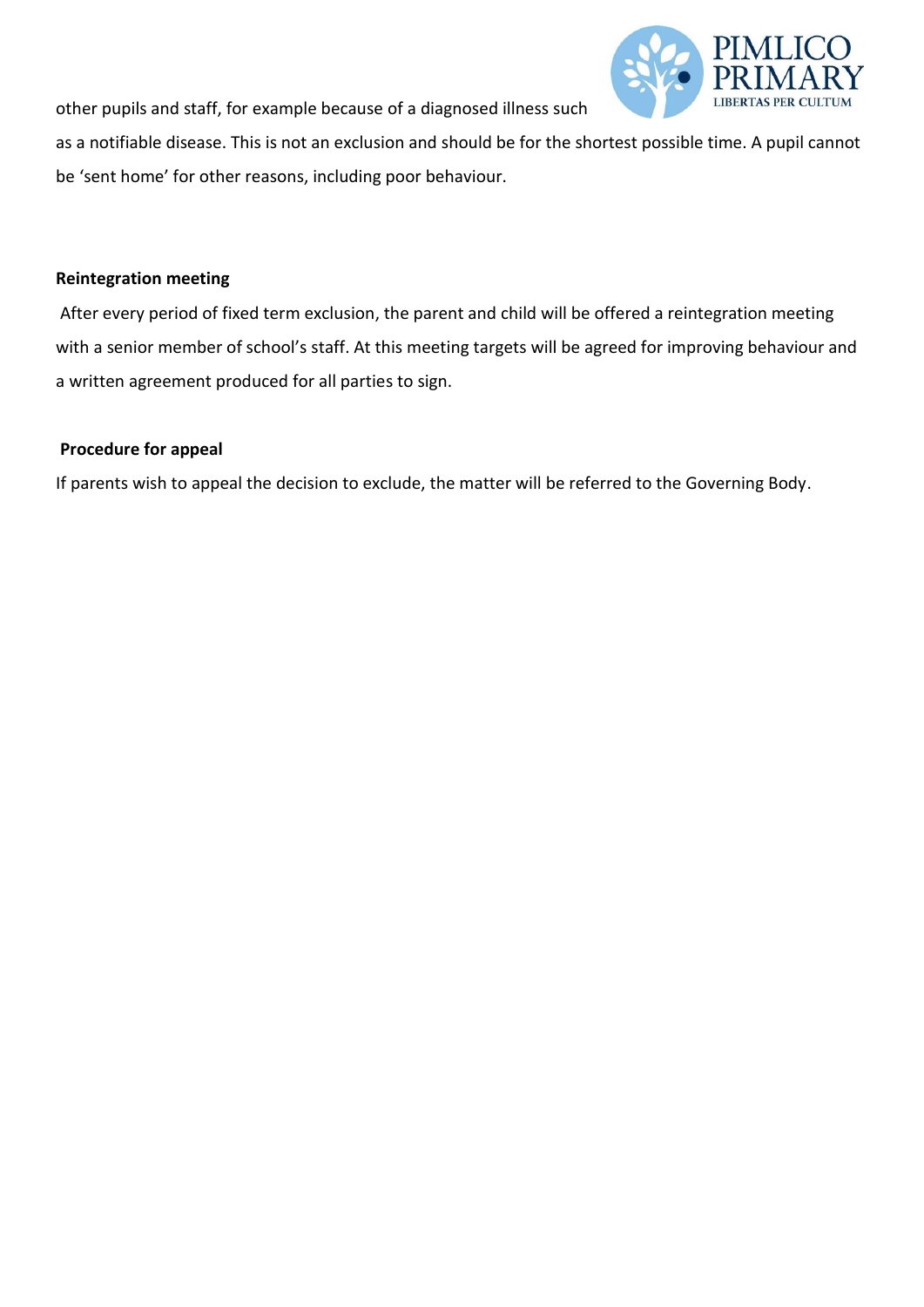other pupils and staff, for example because of a diagnosed illness such as a notifiable disease. This is not an exclusion and should be for the shortest possible time. A pupil cannot be 'sent home' for other reasons, including poor behaviour.

**Reintegration meeting**

After every period of fixed term exclusion, the parent and child will be offered a reintegration meeting with a senior member of school's staff. At this meeting targets will be agreed for improving behaviour and a written agreement produced for all parties to sign.

**Procedure for appeal**

If parents wish to appeal the decision to exclude, the matter will be referred to the Governing Body.